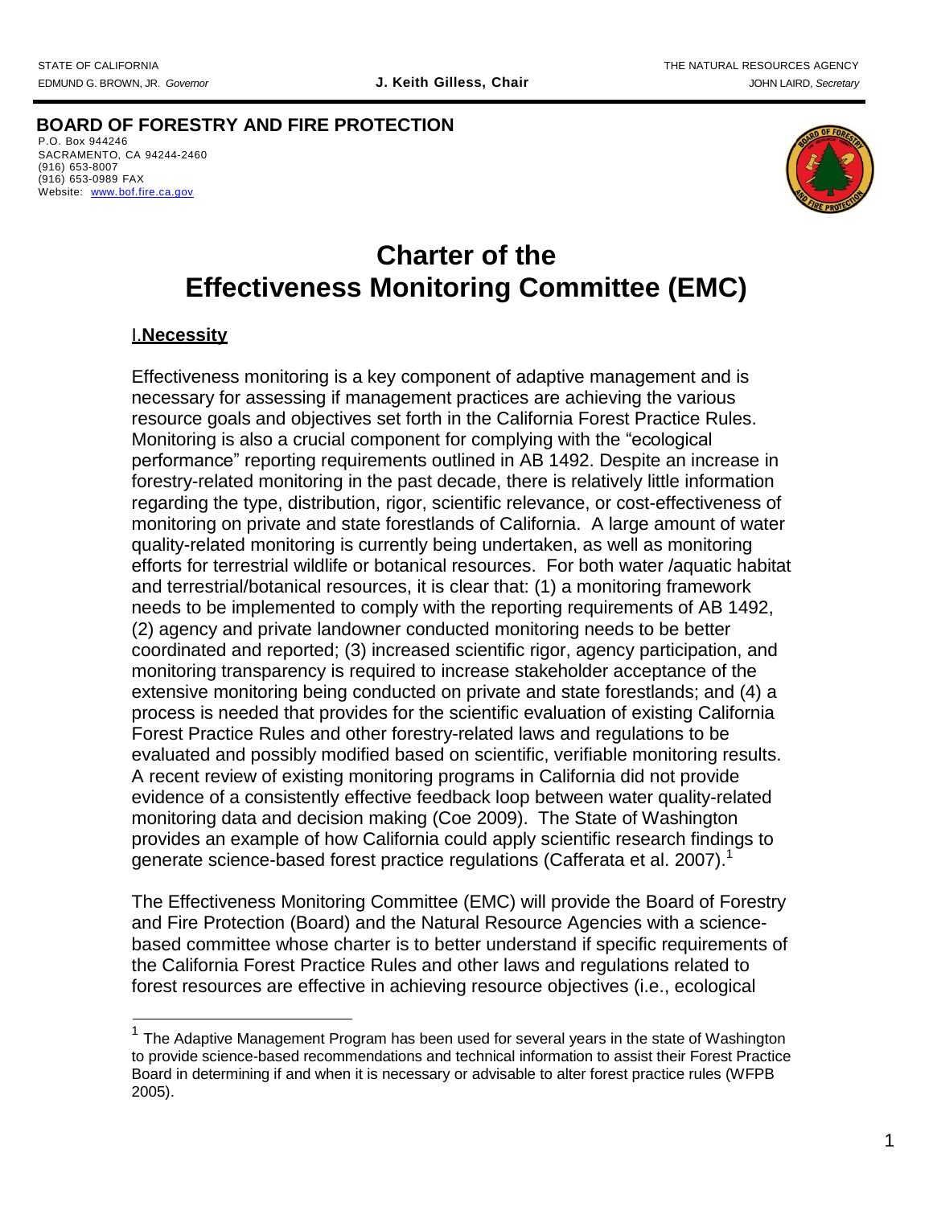STATE OF CALIFORNIA THE NATURAL RESOURCES AGENCY

EDMUND G. BROWN, JR. *Governor* **J. Keith Gilless, Chair** JOHN LAIRD, *Secretary*

**BOARD OF FORESTRY AND FIRE PROTECTION**

P.O. Box 944246
SACRAMENTO, CA 94244-2460
(916) 653-8007
(916) 653-0989 FAX
Website: www.bof.fire.ca.gov

# Charter of the Effectiveness Monitoring Committee (EMC)

## I. Necessity

Effectiveness monitoring is a key component of adaptive management and is necessary for assessing if management practices are achieving the various resource goals and objectives set forth in the California Forest Practice Rules. Monitoring is also a crucial component for complying with the "ecological performance" reporting requirements outlined in AB 1492. Despite an increase in forestry-related monitoring in the past decade, there is relatively little information regarding the type, distribution, rigor, scientific relevance, or cost-effectiveness of monitoring on private and state forestlands of California. A large amount of water quality-related monitoring is currently being undertaken, as well as monitoring efforts for terrestrial wildlife or botanical resources. For both water /aquatic habitat and terrestrial/botanical resources, it is clear that: (1) a monitoring framework needs to be implemented to comply with the reporting requirements of AB 1492, (2) agency and private landowner conducted monitoring needs to be better coordinated and reported; (3) increased scientific rigor, agency participation, and monitoring transparency is required to increase stakeholder acceptance of the extensive monitoring being conducted on private and state forestlands; and (4) a process is needed that provides for the scientific evaluation of existing California Forest Practice Rules and other forestry-related laws and regulations to be evaluated and possibly modified based on scientific, verifiable monitoring results. A recent review of existing monitoring programs in California did not provide evidence of a consistently effective feedback loop between water quality-related monitoring data and decision making (Coe 2009). The State of Washington provides an example of how California could apply scientific research findings to generate science-based forest practice regulations (Cafferata et al. 2007).[1]

The Effectiveness Monitoring Committee (EMC) will provide the Board of Forestry and Fire Protection (Board) and the Natural Resource Agencies with a science-based committee whose charter is to better understand if specific requirements of the California Forest Practice Rules and other laws and regulations related to forest resources are effective in achieving resource objectives (i.e., ecological

[1] The Adaptive Management Program has been used for several years in the state of Washington to provide science-based recommendations and technical information to assist their Forest Practice Board in determining if and when it is necessary or advisable to alter forest practice rules (WFPB 2005).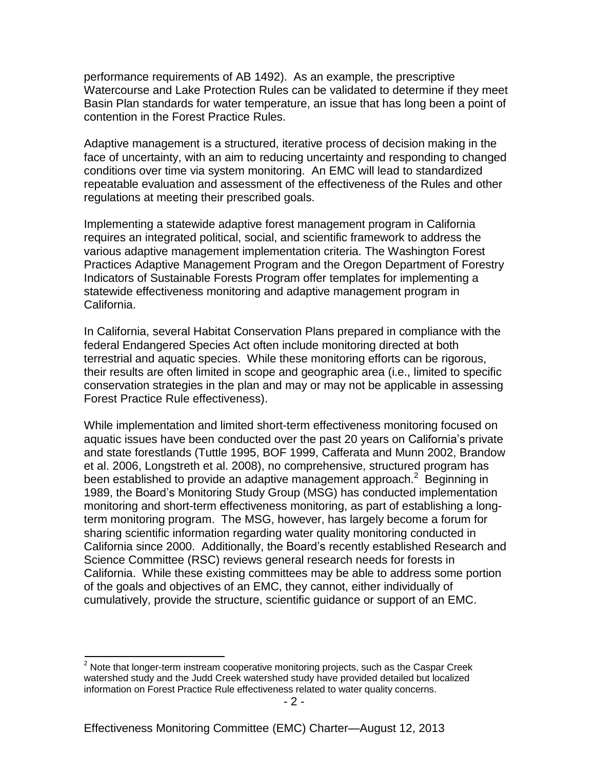performance requirements of AB 1492). As an example, the prescriptive Watercourse and Lake Protection Rules can be validated to determine if they meet Basin Plan standards for water temperature, an issue that has long been a point of contention in the Forest Practice Rules.

Adaptive management is a structured, iterative process of decision making in the face of uncertainty, with an aim to reducing uncertainty and responding to changed conditions over time via system monitoring. An EMC will lead to standardized repeatable evaluation and assessment of the effectiveness of the Rules and other regulations at meeting their prescribed goals.

Implementing a statewide adaptive forest management program in California requires an integrated political, social, and scientific framework to address the various adaptive management implementation criteria. The Washington Forest Practices Adaptive Management Program and the Oregon Department of Forestry Indicators of Sustainable Forests Program offer templates for implementing a statewide effectiveness monitoring and adaptive management program in California.

In California, several Habitat Conservation Plans prepared in compliance with the federal Endangered Species Act often include monitoring directed at both terrestrial and aquatic species. While these monitoring efforts can be rigorous, their results are often limited in scope and geographic area (i.e., limited to specific conservation strategies in the plan and may or may not be applicable in assessing Forest Practice Rule effectiveness).

While implementation and limited short-term effectiveness monitoring focused on aquatic issues have been conducted over the past 20 years on California's private and state forestlands (Tuttle 1995, BOF 1999, Cafferata and Munn 2002, Brandow et al. 2006, Longstreth et al. 2008), no comprehensive, structured program has been established to provide an adaptive management approach.[2] Beginning in 1989, the Board's Monitoring Study Group (MSG) has conducted implementation monitoring and short-term effectiveness monitoring, as part of establishing a long-term monitoring program. The MSG, however, has largely become a forum for sharing scientific information regarding water quality monitoring conducted in California since 2000. Additionally, the Board's recently established Research and Science Committee (RSC) reviews general research needs for forests in California. While these existing committees may be able to address some portion of the goals and objectives of an EMC, they cannot, either individually of cumulatively, provide the structure, scientific guidance or support of an EMC.

[2] Note that longer-term instream cooperative monitoring projects, such as the Caspar Creek watershed study and the Judd Creek watershed study have provided detailed but localized information on Forest Practice Rule effectiveness related to water quality concerns.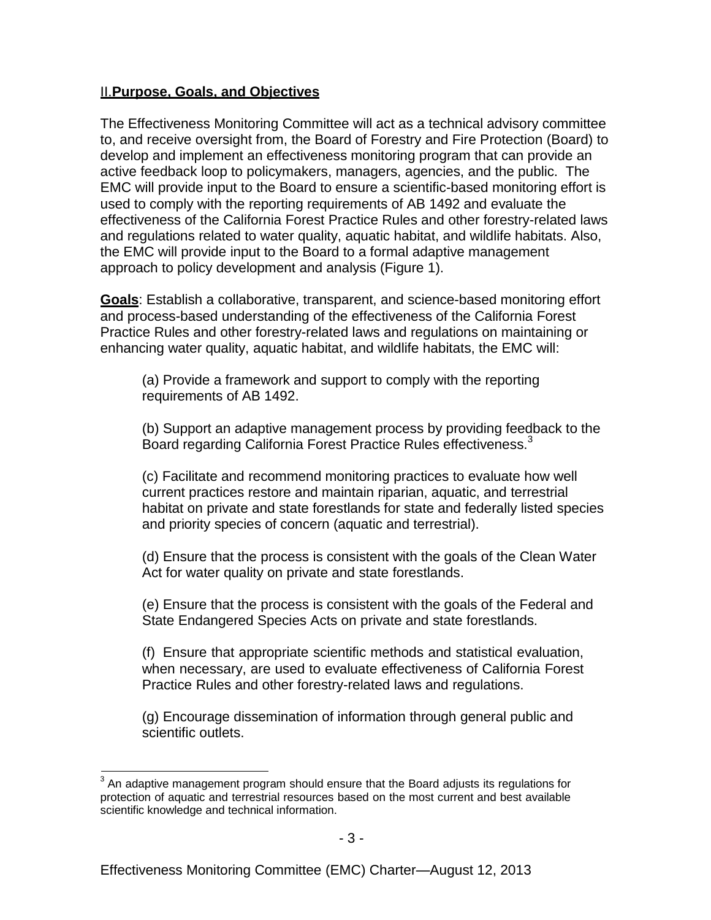## II. **Purpose, Goals, and Objectives**

The Effectiveness Monitoring Committee will act as a technical advisory committee to, and receive oversight from, the Board of Forestry and Fire Protection (Board) to develop and implement an effectiveness monitoring program that can provide an active feedback loop to policymakers, managers, agencies, and the public. The EMC will provide input to the Board to ensure a scientific-based monitoring effort is used to comply with the reporting requirements of AB 1492 and evaluate the effectiveness of the California Forest Practice Rules and other forestry-related laws and regulations related to water quality, aquatic habitat, and wildlife habitats. Also, the EMC will provide input to the Board to a formal adaptive management approach to policy development and analysis (Figure 1).

**Goals**: Establish a collaborative, transparent, and science-based monitoring effort and process-based understanding of the effectiveness of the California Forest Practice Rules and other forestry-related laws and regulations on maintaining or enhancing water quality, aquatic habitat, and wildlife habitats, the EMC will:

(a) Provide a framework and support to comply with the reporting requirements of AB 1492.

(b) Support an adaptive management process by providing feedback to the Board regarding California Forest Practice Rules effectiveness.[3]

(c) Facilitate and recommend monitoring practices to evaluate how well current practices restore and maintain riparian, aquatic, and terrestrial habitat on private and state forestlands for state and federally listed species and priority species of concern (aquatic and terrestrial).

(d) Ensure that the process is consistent with the goals of the Clean Water Act for water quality on private and state forestlands.

(e) Ensure that the process is consistent with the goals of the Federal and State Endangered Species Acts on private and state forestlands.

(f) Ensure that appropriate scientific methods and statistical evaluation, when necessary, are used to evaluate effectiveness of California Forest Practice Rules and other forestry-related laws and regulations.

(g) Encourage dissemination of information through general public and scientific outlets.

---

[3] An adaptive management program should ensure that the Board adjusts its regulations for protection of aquatic and terrestrial resources based on the most current and best available scientific knowledge and technical information.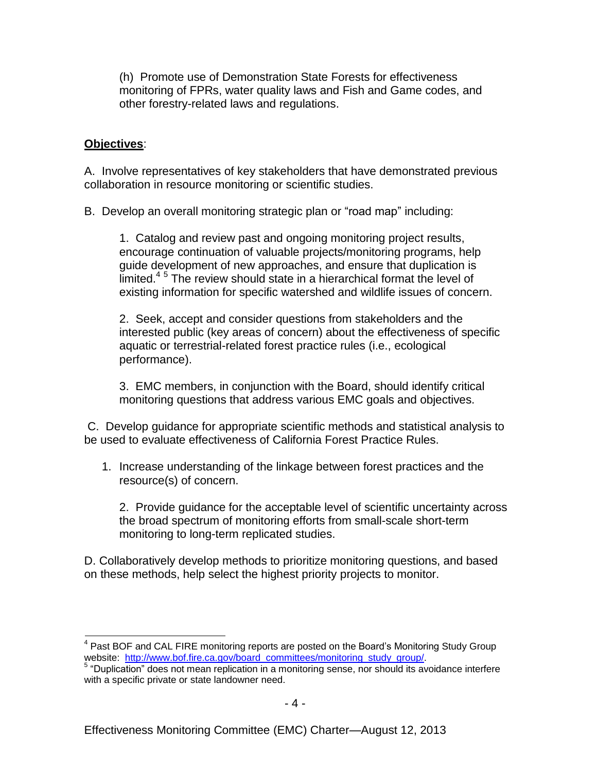(h) Promote use of Demonstration State Forests for effectiveness monitoring of FPRs, water quality laws and Fish and Game codes, and other forestry-related laws and regulations.

**Objectives**:

A. Involve representatives of key stakeholders that have demonstrated previous collaboration in resource monitoring or scientific studies.

B. Develop an overall monitoring strategic plan or "road map" including:

1. Catalog and review past and ongoing monitoring project results, encourage continuation of valuable projects/monitoring programs, help guide development of new approaches, and ensure that duplication is limited.[4] [5] The review should state in a hierarchical format the level of existing information for specific watershed and wildlife issues of concern.

2. Seek, accept and consider questions from stakeholders and the interested public (key areas of concern) about the effectiveness of specific aquatic or terrestrial-related forest practice rules (i.e., ecological performance).

3. EMC members, in conjunction with the Board, should identify critical monitoring questions that address various EMC goals and objectives.

C. Develop guidance for appropriate scientific methods and statistical analysis to be used to evaluate effectiveness of California Forest Practice Rules.

1. Increase understanding of the linkage between forest practices and the resource(s) of concern.

2. Provide guidance for the acceptable level of scientific uncertainty across the broad spectrum of monitoring efforts from small-scale short-term monitoring to long-term replicated studies.

D. Collaboratively develop methods to prioritize monitoring questions, and based on these methods, help select the highest priority projects to monitor.

---

[4] Past BOF and CAL FIRE monitoring reports are posted on the Board's Monitoring Study Group website: http://www.bof.fire.ca.gov/board_committees/monitoring_study_group/.

[5] "Duplication" does not mean replication in a monitoring sense, nor should its avoidance interfere with a specific private or state landowner need.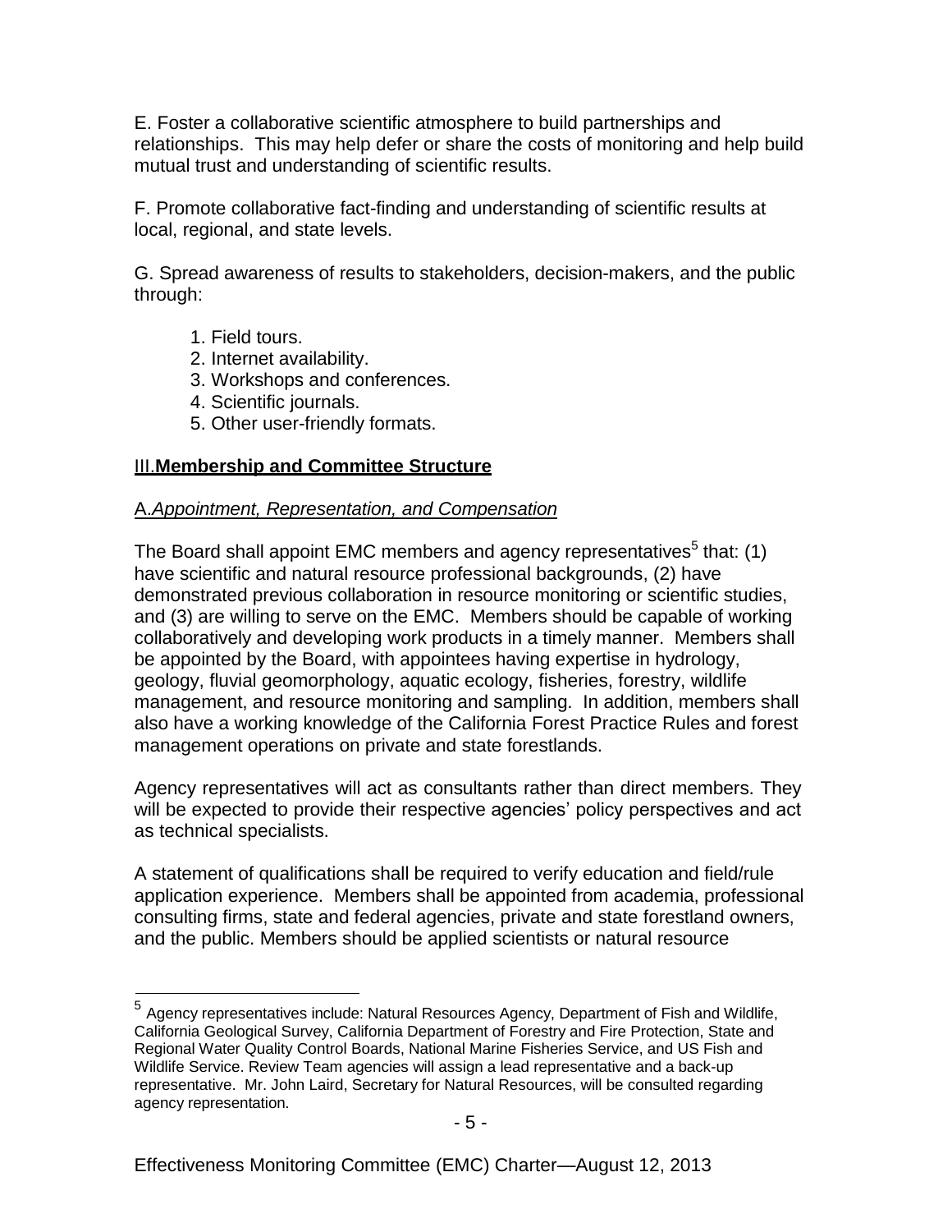E. Foster a collaborative scientific atmosphere to build partnerships and relationships. This may help defer or share the costs of monitoring and help build mutual trust and understanding of scientific results.

F. Promote collaborative fact-finding and understanding of scientific results at local, regional, and state levels.

G. Spread awareness of results to stakeholders, decision-makers, and the public through:

1. Field tours.
2. Internet availability.
3. Workshops and conferences.
4. Scientific journals.
5. Other user-friendly formats.

## III. **Membership and Committee Structure**

### A. *Appointment, Representation, and Compensation*

The Board shall appoint EMC members and agency representatives[5] that: (1) have scientific and natural resource professional backgrounds, (2) have demonstrated previous collaboration in resource monitoring or scientific studies, and (3) are willing to serve on the EMC. Members should be capable of working collaboratively and developing work products in a timely manner. Members shall be appointed by the Board, with appointees having expertise in hydrology, geology, fluvial geomorphology, aquatic ecology, fisheries, forestry, wildlife management, and resource monitoring and sampling. In addition, members shall also have a working knowledge of the California Forest Practice Rules and forest management operations on private and state forestlands.

Agency representatives will act as consultants rather than direct members. They will be expected to provide their respective agencies' policy perspectives and act as technical specialists.

A statement of qualifications shall be required to verify education and field/rule application experience. Members shall be appointed from academia, professional consulting firms, state and federal agencies, private and state forestland owners, and the public. Members should be applied scientists or natural resource

---

[5] Agency representatives include: Natural Resources Agency, Department of Fish and Wildlife, California Geological Survey, California Department of Forestry and Fire Protection, State and Regional Water Quality Control Boards, National Marine Fisheries Service, and US Fish and Wildlife Service. Review Team agencies will assign a lead representative and a back-up representative. Mr. John Laird, Secretary for Natural Resources, will be consulted regarding agency representation.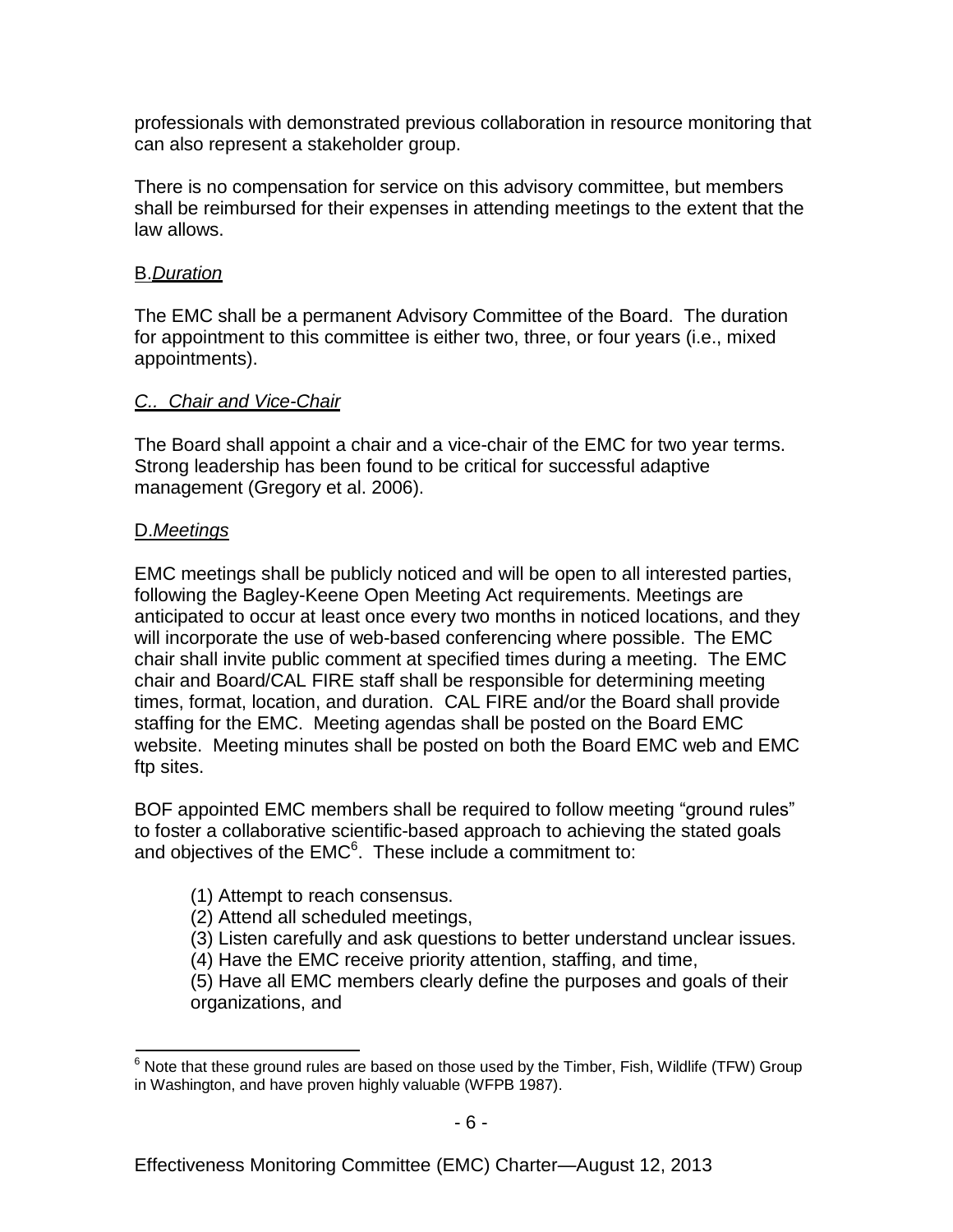professionals with demonstrated previous collaboration in resource monitoring that can also represent a stakeholder group.

There is no compensation for service on this advisory committee, but members shall be reimbursed for their expenses in attending meetings to the extent that the law allows.

### B.*Duration*

The EMC shall be a permanent Advisory Committee of the Board. The duration for appointment to this committee is either two, three, or four years (i.e., mixed appointments).

### *C.. Chair and Vice-Chair*

The Board shall appoint a chair and a vice-chair of the EMC for two year terms. Strong leadership has been found to be critical for successful adaptive management (Gregory et al. 2006).

### D.*Meetings*

EMC meetings shall be publicly noticed and will be open to all interested parties, following the Bagley-Keene Open Meeting Act requirements. Meetings are anticipated to occur at least once every two months in noticed locations, and they will incorporate the use of web-based conferencing where possible. The EMC chair shall invite public comment at specified times during a meeting. The EMC chair and Board/CAL FIRE staff shall be responsible for determining meeting times, format, location, and duration. CAL FIRE and/or the Board shall provide staffing for the EMC. Meeting agendas shall be posted on the Board EMC website. Meeting minutes shall be posted on both the Board EMC web and EMC ftp sites.

BOF appointed EMC members shall be required to follow meeting "ground rules" to foster a collaborative scientific-based approach to achieving the stated goals and objectives of the EMC[6]. These include a commitment to:

(1) Attempt to reach consensus.
(2) Attend all scheduled meetings,
(3) Listen carefully and ask questions to better understand unclear issues.
(4) Have the EMC receive priority attention, staffing, and time,
(5) Have all EMC members clearly define the purposes and goals of their organizations, and

---

[6] Note that these ground rules are based on those used by the Timber, Fish, Wildlife (TFW) Group in Washington, and have proven highly valuable (WFPB 1987).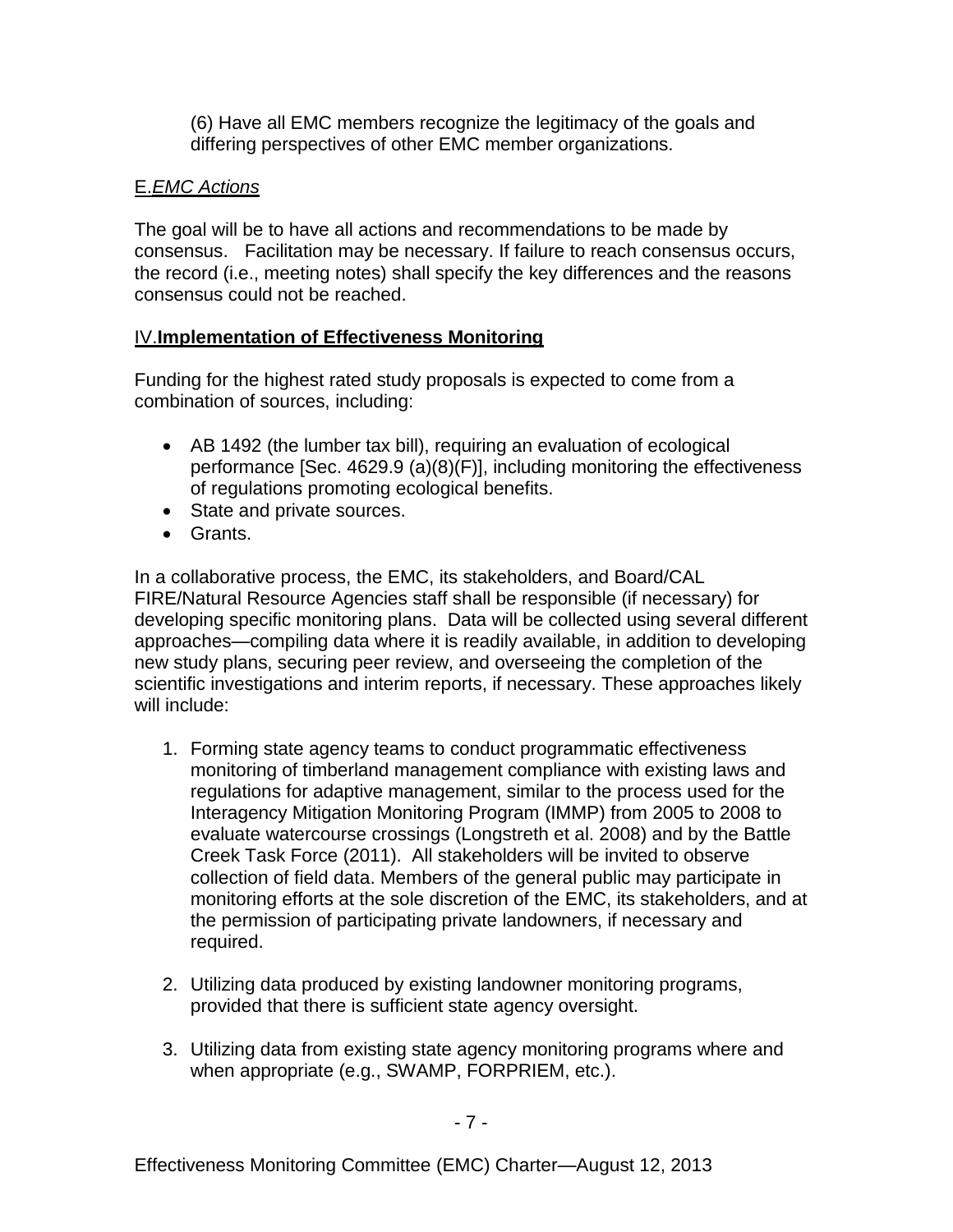(6) Have all EMC members recognize the legitimacy of the goals and differing perspectives of other EMC member organizations.

### E. *EMC Actions*

The goal will be to have all actions and recommendations to be made by consensus. Facilitation may be necessary. If failure to reach consensus occurs, the record (i.e., meeting notes) shall specify the key differences and the reasons consensus could not be reached.

## IV. **Implementation of Effectiveness Monitoring**

Funding for the highest rated study proposals is expected to come from a combination of sources, including:

- AB 1492 (the lumber tax bill), requiring an evaluation of ecological performance [Sec. 4629.9 (a)(8)(F)], including monitoring the effectiveness of regulations promoting ecological benefits.
- State and private sources.
- Grants.

In a collaborative process, the EMC, its stakeholders, and Board/CAL FIRE/Natural Resource Agencies staff shall be responsible (if necessary) for developing specific monitoring plans. Data will be collected using several different approaches—compiling data where it is readily available, in addition to developing new study plans, securing peer review, and overseeing the completion of the scientific investigations and interim reports, if necessary. These approaches likely will include:

1. Forming state agency teams to conduct programmatic effectiveness monitoring of timberland management compliance with existing laws and regulations for adaptive management, similar to the process used for the Interagency Mitigation Monitoring Program (IMMP) from 2005 to 2008 to evaluate watercourse crossings (Longstreth et al. 2008) and by the Battle Creek Task Force (2011). All stakeholders will be invited to observe collection of field data. Members of the general public may participate in monitoring efforts at the sole discretion of the EMC, its stakeholders, and at the permission of participating private landowners, if necessary and required.

2. Utilizing data produced by existing landowner monitoring programs, provided that there is sufficient state agency oversight.

3. Utilizing data from existing state agency monitoring programs where and when appropriate (e.g., SWAMP, FORPRIEM, etc.).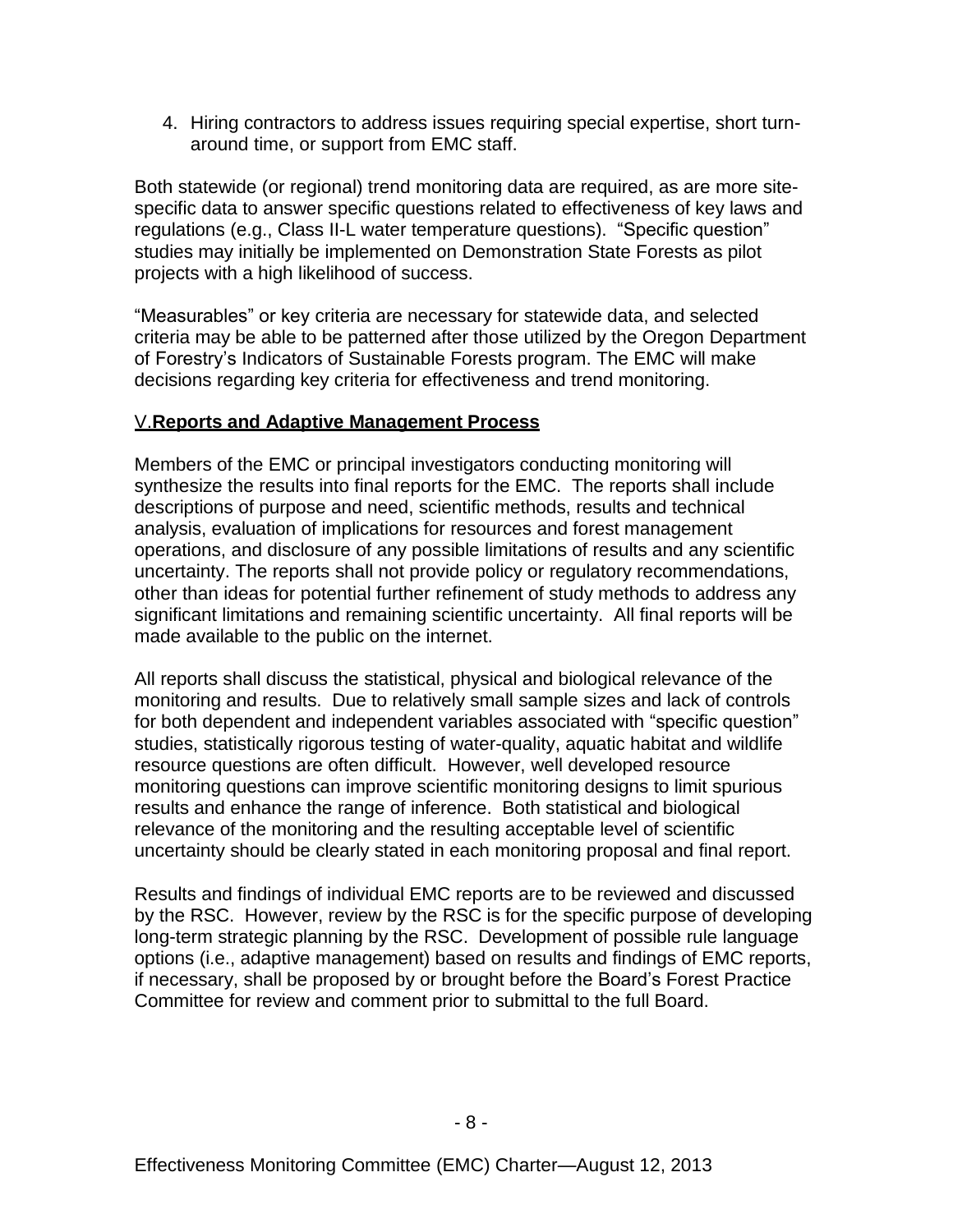4. Hiring contractors to address issues requiring special expertise, short turn-around time, or support from EMC staff.

Both statewide (or regional) trend monitoring data are required, as are more site-specific data to answer specific questions related to effectiveness of key laws and regulations (e.g., Class II-L water temperature questions). "Specific question" studies may initially be implemented on Demonstration State Forests as pilot projects with a high likelihood of success.

"Measurables" or key criteria are necessary for statewide data, and selected criteria may be able to be patterned after those utilized by the Oregon Department of Forestry's Indicators of Sustainable Forests program. The EMC will make decisions regarding key criteria for effectiveness and trend monitoring.

## V. **Reports and Adaptive Management Process**

Members of the EMC or principal investigators conducting monitoring will synthesize the results into final reports for the EMC. The reports shall include descriptions of purpose and need, scientific methods, results and technical analysis, evaluation of implications for resources and forest management operations, and disclosure of any possible limitations of results and any scientific uncertainty. The reports shall not provide policy or regulatory recommendations, other than ideas for potential further refinement of study methods to address any significant limitations and remaining scientific uncertainty. All final reports will be made available to the public on the internet.

All reports shall discuss the statistical, physical and biological relevance of the monitoring and results. Due to relatively small sample sizes and lack of controls for both dependent and independent variables associated with "specific question" studies, statistically rigorous testing of water-quality, aquatic habitat and wildlife resource questions are often difficult. However, well developed resource monitoring questions can improve scientific monitoring designs to limit spurious results and enhance the range of inference. Both statistical and biological relevance of the monitoring and the resulting acceptable level of scientific uncertainty should be clearly stated in each monitoring proposal and final report.

Results and findings of individual EMC reports are to be reviewed and discussed by the RSC. However, review by the RSC is for the specific purpose of developing long-term strategic planning by the RSC. Development of possible rule language options (i.e., adaptive management) based on results and findings of EMC reports, if necessary, shall be proposed by or brought before the Board's Forest Practice Committee for review and comment prior to submittal to the full Board.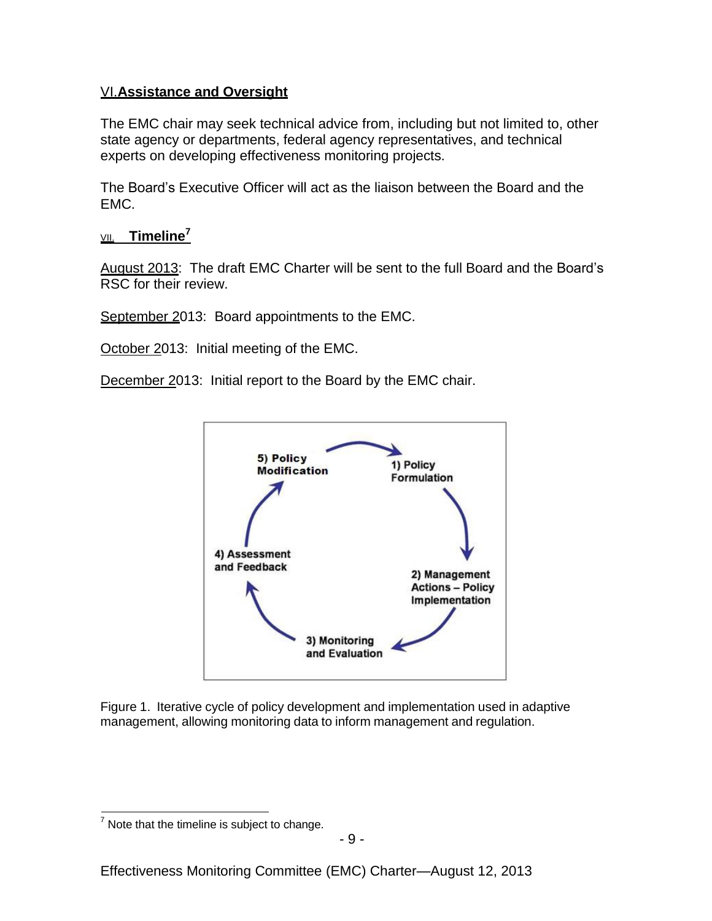## VI. Assistance and Oversight

The EMC chair may seek technical advice from, including but not limited to, other state agency or departments, federal agency representatives, and technical experts on developing effectiveness monitoring projects.

The Board's Executive Officer will act as the liaison between the Board and the EMC.

## VII. Timeline[7]

August 2013: The draft EMC Charter will be sent to the full Board and the Board's RSC for their review.

September 2013: Board appointments to the EMC.

October 2013: Initial meeting of the EMC.

December 2013: Initial report to the Board by the EMC chair.

Figure 1. Iterative cycle of policy development and implementation used in adaptive management, allowing monitoring data to inform management and regulation.

[7] Note that the timeline is subject to change.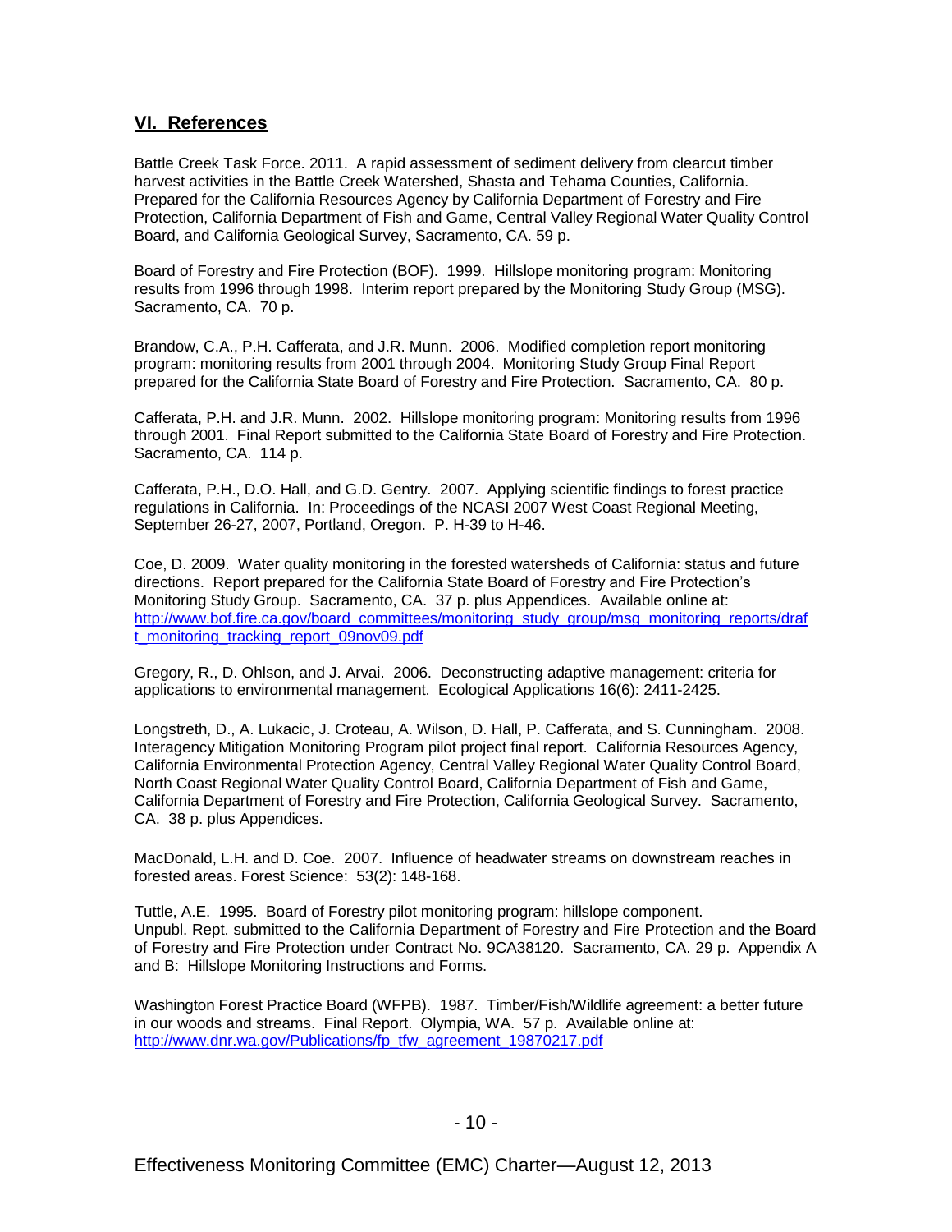## VI. References

Battle Creek Task Force. 2011. A rapid assessment of sediment delivery from clearcut timber harvest activities in the Battle Creek Watershed, Shasta and Tehama Counties, California. Prepared for the California Resources Agency by California Department of Forestry and Fire Protection, California Department of Fish and Game, Central Valley Regional Water Quality Control Board, and California Geological Survey, Sacramento, CA. 59 p.

Board of Forestry and Fire Protection (BOF). 1999. Hillslope monitoring program: Monitoring results from 1996 through 1998. Interim report prepared by the Monitoring Study Group (MSG). Sacramento, CA. 70 p.

Brandow, C.A., P.H. Cafferata, and J.R. Munn. 2006. Modified completion report monitoring program: monitoring results from 2001 through 2004. Monitoring Study Group Final Report prepared for the California State Board of Forestry and Fire Protection. Sacramento, CA. 80 p.

Cafferata, P.H. and J.R. Munn. 2002. Hillslope monitoring program: Monitoring results from 1996 through 2001. Final Report submitted to the California State Board of Forestry and Fire Protection. Sacramento, CA. 114 p.

Cafferata, P.H., D.O. Hall, and G.D. Gentry. 2007. Applying scientific findings to forest practice regulations in California. In: Proceedings of the NCASI 2007 West Coast Regional Meeting, September 26-27, 2007, Portland, Oregon. P. H-39 to H-46.

Coe, D. 2009. Water quality monitoring in the forested watersheds of California: status and future directions. Report prepared for the California State Board of Forestry and Fire Protection's Monitoring Study Group. Sacramento, CA. 37 p. plus Appendices. Available online at: http://www.bof.fire.ca.gov/board_committees/monitoring_study_group/msg_monitoring_reports/draft_monitoring_tracking_report_09nov09.pdf

Gregory, R., D. Ohlson, and J. Arvai. 2006. Deconstructing adaptive management: criteria for applications to environmental management. Ecological Applications 16(6): 2411-2425.

Longstreth, D., A. Lukacic, J. Croteau, A. Wilson, D. Hall, P. Cafferata, and S. Cunningham. 2008. Interagency Mitigation Monitoring Program pilot project final report. California Resources Agency, California Environmental Protection Agency, Central Valley Regional Water Quality Control Board, North Coast Regional Water Quality Control Board, California Department of Fish and Game, California Department of Forestry and Fire Protection, California Geological Survey. Sacramento, CA. 38 p. plus Appendices.

MacDonald, L.H. and D. Coe. 2007. Influence of headwater streams on downstream reaches in forested areas. Forest Science: 53(2): 148-168.

Tuttle, A.E. 1995. Board of Forestry pilot monitoring program: hillslope component. Unpubl. Rept. submitted to the California Department of Forestry and Fire Protection and the Board of Forestry and Fire Protection under Contract No. 9CA38120. Sacramento, CA. 29 p. Appendix A and B: Hillslope Monitoring Instructions and Forms.

Washington Forest Practice Board (WFPB). 1987. Timber/Fish/Wildlife agreement: a better future in our woods and streams. Final Report. Olympia, WA. 57 p. Available online at: http://www.dnr.wa.gov/Publications/fp_tfw_agreement_19870217.pdf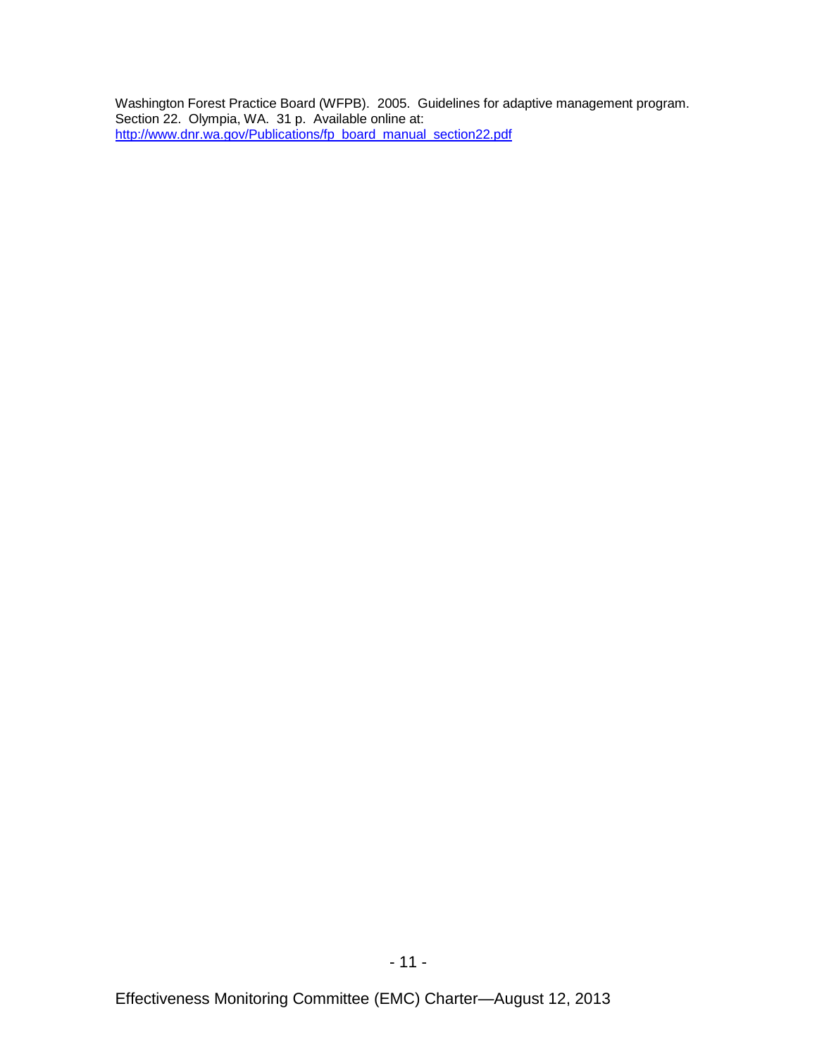Washington Forest Practice Board (WFPB). 2005. Guidelines for adaptive management program. Section 22. Olympia, WA. 31 p. Available online at: http://www.dnr.wa.gov/Publications/fp_board_manual_section22.pdf